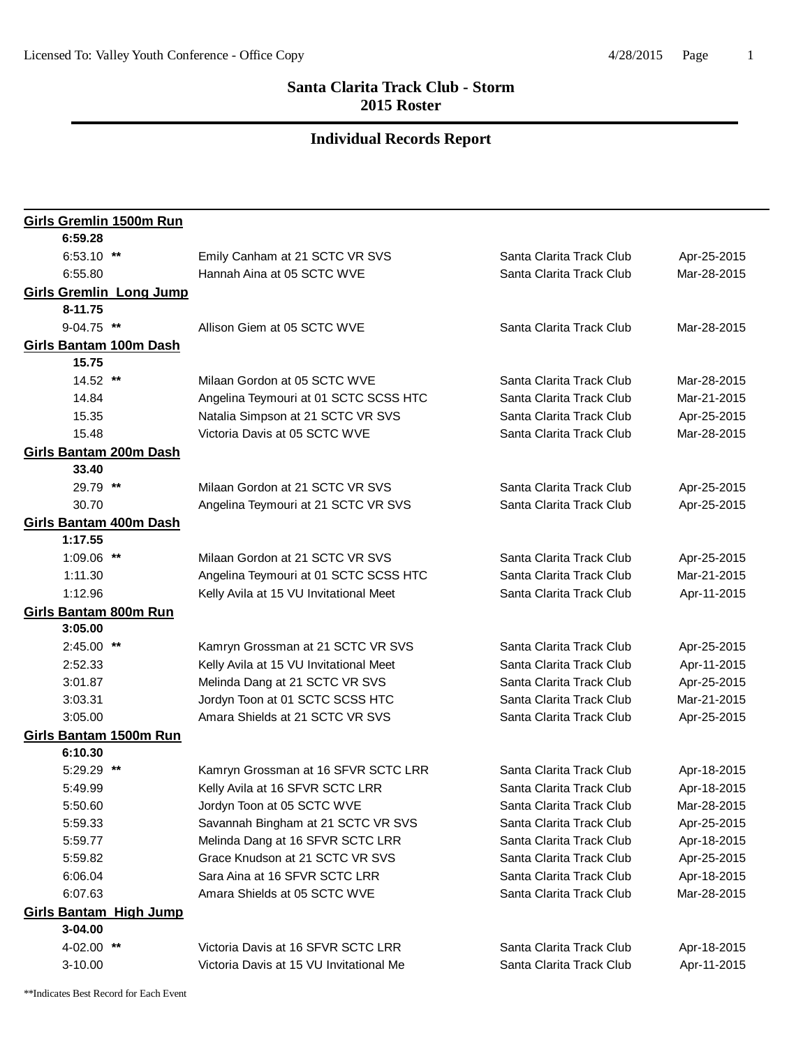# Santa Clarita Track Club - Storm
## 2015 Roster

## Individual Records Report

**Girls Gremlin 1500m Run**

**6:59.28**

| Mark | Athlete / Meet | Team | Date |
|---|---|---|---|
| 6:53.10 ** | Emily Canham at 21 SCTC VR SVS | Santa Clarita Track Club | Apr-25-2015 |
| 6:55.80 | Hannah Aina at 05 SCTC WVE | Santa Clarita Track Club | Mar-28-2015 |

**Girls Gremlin Long Jump**

**8-11.75**

| Mark | Athlete / Meet | Team | Date |
|---|---|---|---|
| 9-04.75 ** | Allison Giem at 05 SCTC WVE | Santa Clarita Track Club | Mar-28-2015 |

**Girls Bantam 100m Dash**

**15.75**

| Mark | Athlete / Meet | Team | Date |
|---|---|---|---|
| 14.52 ** | Milaan Gordon at 05 SCTC WVE | Santa Clarita Track Club | Mar-28-2015 |
| 14.84 | Angelina Teymouri at 01 SCTC SCSS HTC | Santa Clarita Track Club | Mar-21-2015 |
| 15.35 | Natalia Simpson at 21 SCTC VR SVS | Santa Clarita Track Club | Apr-25-2015 |
| 15.48 | Victoria Davis at 05 SCTC WVE | Santa Clarita Track Club | Mar-28-2015 |

**Girls Bantam 200m Dash**

**33.40**

| Mark | Athlete / Meet | Team | Date |
|---|---|---|---|
| 29.79 ** | Milaan Gordon at 21 SCTC VR SVS | Santa Clarita Track Club | Apr-25-2015 |
| 30.70 | Angelina Teymouri at 21 SCTC VR SVS | Santa Clarita Track Club | Apr-25-2015 |

**Girls Bantam 400m Dash**

**1:17.55**

| Mark | Athlete / Meet | Team | Date |
|---|---|---|---|
| 1:09.06 ** | Milaan Gordon at 21 SCTC VR SVS | Santa Clarita Track Club | Apr-25-2015 |
| 1:11.30 | Angelina Teymouri at 01 SCTC SCSS HTC | Santa Clarita Track Club | Mar-21-2015 |
| 1:12.96 | Kelly Avila at 15 VU Invitational Meet | Santa Clarita Track Club | Apr-11-2015 |

**Girls Bantam 800m Run**

**3:05.00**

| Mark | Athlete / Meet | Team | Date |
|---|---|---|---|
| 2:45.00 ** | Kamryn Grossman at 21 SCTC VR SVS | Santa Clarita Track Club | Apr-25-2015 |
| 2:52.33 | Kelly Avila at 15 VU Invitational Meet | Santa Clarita Track Club | Apr-11-2015 |
| 3:01.87 | Melinda Dang at 21 SCTC VR SVS | Santa Clarita Track Club | Apr-25-2015 |
| 3:03.31 | Jordyn Toon at 01 SCTC SCSS HTC | Santa Clarita Track Club | Mar-21-2015 |
| 3:05.00 | Amara Shields at 21 SCTC VR SVS | Santa Clarita Track Club | Apr-25-2015 |

**Girls Bantam 1500m Run**

**6:10.30**

| Mark | Athlete / Meet | Team | Date |
|---|---|---|---|
| 5:29.29 ** | Kamryn Grossman at 16 SFVR SCTC LRR | Santa Clarita Track Club | Apr-18-2015 |
| 5:49.99 | Kelly Avila at 16 SFVR SCTC LRR | Santa Clarita Track Club | Apr-18-2015 |
| 5:50.60 | Jordyn Toon at 05 SCTC WVE | Santa Clarita Track Club | Mar-28-2015 |
| 5:59.33 | Savannah Bingham at 21 SCTC VR SVS | Santa Clarita Track Club | Apr-25-2015 |
| 5:59.77 | Melinda Dang at 16 SFVR SCTC LRR | Santa Clarita Track Club | Apr-18-2015 |
| 5:59.82 | Grace Knudson at 21 SCTC VR SVS | Santa Clarita Track Club | Apr-25-2015 |
| 6:06.04 | Sara Aina at 16 SFVR SCTC LRR | Santa Clarita Track Club | Apr-18-2015 |
| 6:07.63 | Amara Shields at 05 SCTC WVE | Santa Clarita Track Club | Mar-28-2015 |

**Girls Bantam High Jump**

**3-04.00**

| Mark | Athlete / Meet | Team | Date |
|---|---|---|---|
| 4-02.00 ** | Victoria Davis at 16 SFVR SCTC LRR | Santa Clarita Track Club | Apr-18-2015 |
| 3-10.00 | Victoria Davis at 15 VU Invitational Me | Santa Clarita Track Club | Apr-11-2015 |

**Indicates Best Record for Each Event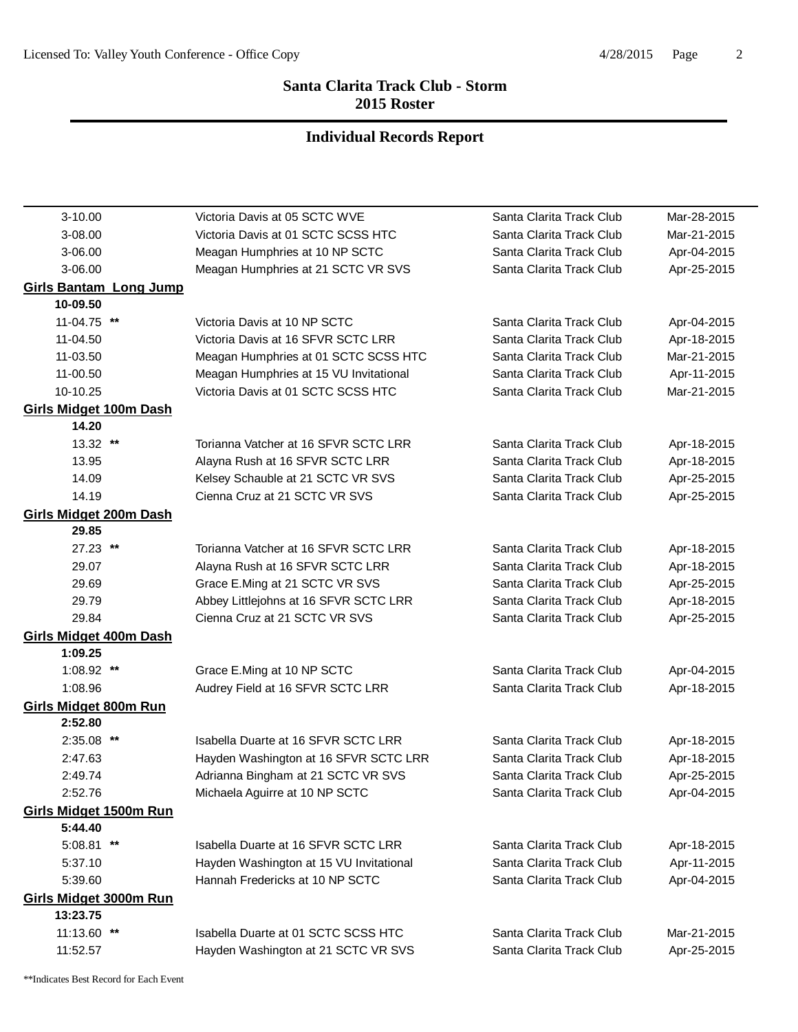# Santa Clarita Track Club - Storm
## 2015 Roster

## Individual Records Report

| | | | |
|---|---|---|---|
| 3-10.00 | Victoria Davis at 05 SCTC WVE | Santa Clarita Track Club | Mar-28-2015 |
| 3-08.00 | Victoria Davis at 01 SCTC SCSS HTC | Santa Clarita Track Club | Mar-21-2015 |
| 3-06.00 | Meagan Humphries at 10 NP SCTC | Santa Clarita Track Club | Apr-04-2015 |
| 3-06.00 | Meagan Humphries at 21 SCTC VR SVS | Santa Clarita Track Club | Apr-25-2015 |

**Girls Bantam Long Jump**

**10-09.50**

| | | | |
|---|---|---|---|
| 11-04.75 ** | Victoria Davis at 10 NP SCTC | Santa Clarita Track Club | Apr-04-2015 |
| 11-04.50 | Victoria Davis at 16 SFVR SCTC LRR | Santa Clarita Track Club | Apr-18-2015 |
| 11-03.50 | Meagan Humphries at 01 SCTC SCSS HTC | Santa Clarita Track Club | Mar-21-2015 |
| 11-00.50 | Meagan Humphries at 15 VU Invitational | Santa Clarita Track Club | Apr-11-2015 |
| 10-10.25 | Victoria Davis at 01 SCTC SCSS HTC | Santa Clarita Track Club | Mar-21-2015 |

**Girls Midget 100m Dash**

**14.20**

| | | | |
|---|---|---|---|
| 13.32 ** | Torianna Vatcher at 16 SFVR SCTC LRR | Santa Clarita Track Club | Apr-18-2015 |
| 13.95 | Alayna Rush at 16 SFVR SCTC LRR | Santa Clarita Track Club | Apr-18-2015 |
| 14.09 | Kelsey Schauble at 21 SCTC VR SVS | Santa Clarita Track Club | Apr-25-2015 |
| 14.19 | Cienna Cruz at 21 SCTC VR SVS | Santa Clarita Track Club | Apr-25-2015 |

**Girls Midget 200m Dash**

**29.85**

| | | | |
|---|---|---|---|
| 27.23 ** | Torianna Vatcher at 16 SFVR SCTC LRR | Santa Clarita Track Club | Apr-18-2015 |
| 29.07 | Alayna Rush at 16 SFVR SCTC LRR | Santa Clarita Track Club | Apr-18-2015 |
| 29.69 | Grace E.Ming at 21 SCTC VR SVS | Santa Clarita Track Club | Apr-25-2015 |
| 29.79 | Abbey Littlejohns at 16 SFVR SCTC LRR | Santa Clarita Track Club | Apr-18-2015 |
| 29.84 | Cienna Cruz at 21 SCTC VR SVS | Santa Clarita Track Club | Apr-25-2015 |

**Girls Midget 400m Dash**

**1:09.25**

| | | | |
|---|---|---|---|
| 1:08.92 ** | Grace E.Ming at 10 NP SCTC | Santa Clarita Track Club | Apr-04-2015 |
| 1:08.96 | Audrey Field at 16 SFVR SCTC LRR | Santa Clarita Track Club | Apr-18-2015 |

**Girls Midget 800m Run**

**2:52.80**

| | | | |
|---|---|---|---|
| 2:35.08 ** | Isabella Duarte at 16 SFVR SCTC LRR | Santa Clarita Track Club | Apr-18-2015 |
| 2:47.63 | Hayden Washington at 16 SFVR SCTC LRR | Santa Clarita Track Club | Apr-18-2015 |
| 2:49.74 | Adrianna Bingham at 21 SCTC VR SVS | Santa Clarita Track Club | Apr-25-2015 |
| 2:52.76 | Michaela Aguirre at 10 NP SCTC | Santa Clarita Track Club | Apr-04-2015 |

**Girls Midget 1500m Run**

**5:44.40**

| | | | |
|---|---|---|---|
| 5:08.81 ** | Isabella Duarte at 16 SFVR SCTC LRR | Santa Clarita Track Club | Apr-18-2015 |
| 5:37.10 | Hayden Washington at 15 VU Invitational | Santa Clarita Track Club | Apr-11-2015 |
| 5:39.60 | Hannah Fredericks at 10 NP SCTC | Santa Clarita Track Club | Apr-04-2015 |

**Girls Midget 3000m Run**

**13:23.75**

| | | | |
|---|---|---|---|
| 11:13.60 ** | Isabella Duarte at 01 SCTC SCSS HTC | Santa Clarita Track Club | Mar-21-2015 |
| 11:52.57 | Hayden Washington at 21 SCTC VR SVS | Santa Clarita Track Club | Apr-25-2015 |

**Indicates Best Record for Each Event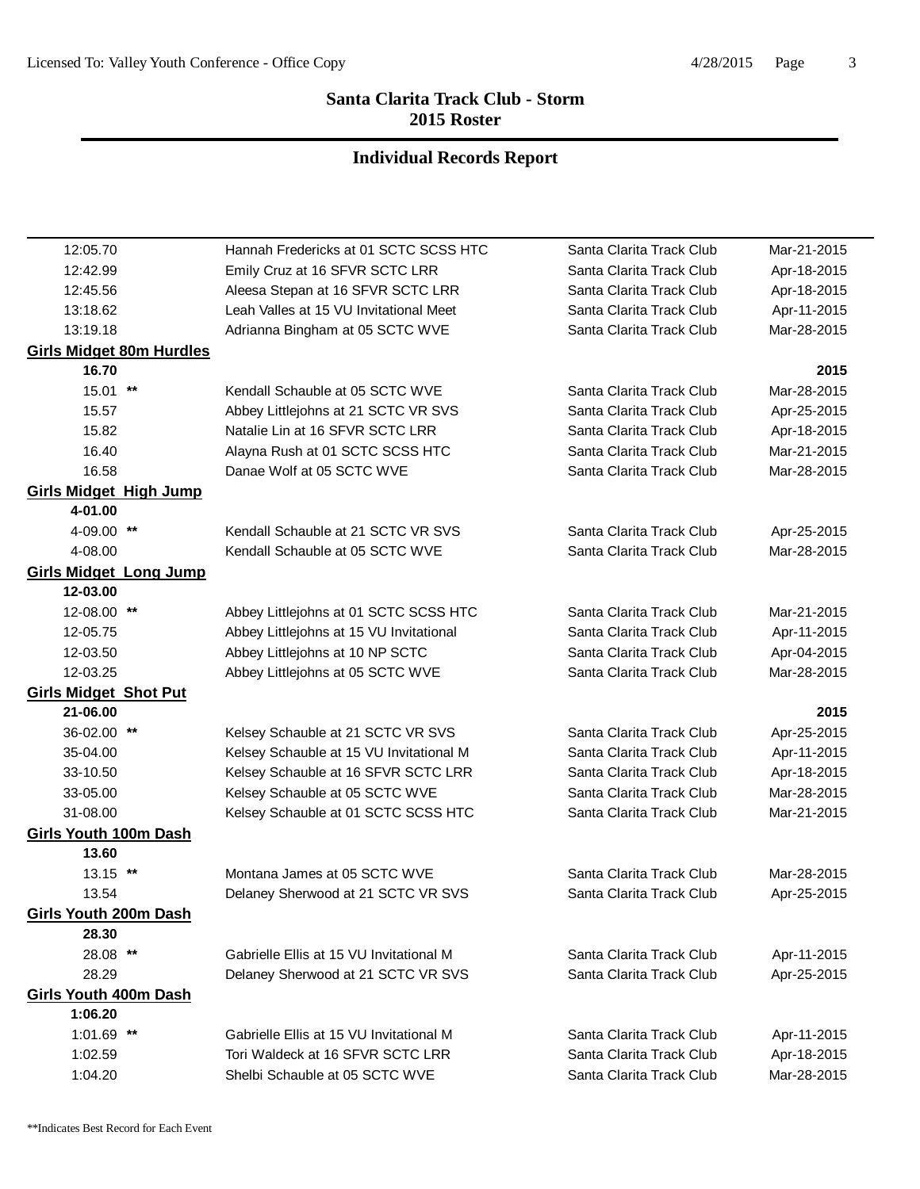# Santa Clarita Track Club - Storm
## 2015 Roster

## Individual Records Report

| | | | |
|---|---|---|---|
| 12:05.70 | Hannah Fredericks at 01 SCTC SCSS HTC | Santa Clarita Track Club | Mar-21-2015 |
| 12:42.99 | Emily Cruz at 16 SFVR SCTC LRR | Santa Clarita Track Club | Apr-18-2015 |
| 12:45.56 | Aleesa Stepan at 16 SFVR SCTC LRR | Santa Clarita Track Club | Apr-18-2015 |
| 13:18.62 | Leah Valles at 15 VU Invitational Meet | Santa Clarita Track Club | Apr-11-2015 |
| 13:19.18 | Adrianna Bingham at 05 SCTC WVE | Santa Clarita Track Club | Mar-28-2015 |
| **Girls Midget 80m Hurdles** | | | |
| **16.70** | | | **2015** |
| 15.01 ** | Kendall Schauble at 05 SCTC WVE | Santa Clarita Track Club | Mar-28-2015 |
| 15.57 | Abbey Littlejohns at 21 SCTC VR SVS | Santa Clarita Track Club | Apr-25-2015 |
| 15.82 | Natalie Lin at 16 SFVR SCTC LRR | Santa Clarita Track Club | Apr-18-2015 |
| 16.40 | Alayna Rush at 01 SCTC SCSS HTC | Santa Clarita Track Club | Mar-21-2015 |
| 16.58 | Danae Wolf at 05 SCTC WVE | Santa Clarita Track Club | Mar-28-2015 |
| **Girls Midget High Jump** | | | |
| **4-01.00** | | | |
| 4-09.00 ** | Kendall Schauble at 21 SCTC VR SVS | Santa Clarita Track Club | Apr-25-2015 |
| 4-08.00 | Kendall Schauble at 05 SCTC WVE | Santa Clarita Track Club | Mar-28-2015 |
| **Girls Midget Long Jump** | | | |
| **12-03.00** | | | |
| 12-08.00 ** | Abbey Littlejohns at 01 SCTC SCSS HTC | Santa Clarita Track Club | Mar-21-2015 |
| 12-05.75 | Abbey Littlejohns at 15 VU Invitational | Santa Clarita Track Club | Apr-11-2015 |
| 12-03.50 | Abbey Littlejohns at 10 NP SCTC | Santa Clarita Track Club | Apr-04-2015 |
| 12-03.25 | Abbey Littlejohns at 05 SCTC WVE | Santa Clarita Track Club | Mar-28-2015 |
| **Girls Midget Shot Put** | | | |
| **21-06.00** | | | **2015** |
| 36-02.00 ** | Kelsey Schauble at 21 SCTC VR SVS | Santa Clarita Track Club | Apr-25-2015 |
| 35-04.00 | Kelsey Schauble at 15 VU Invitational M | Santa Clarita Track Club | Apr-11-2015 |
| 33-10.50 | Kelsey Schauble at 16 SFVR SCTC LRR | Santa Clarita Track Club | Apr-18-2015 |
| 33-05.00 | Kelsey Schauble at 05 SCTC WVE | Santa Clarita Track Club | Mar-28-2015 |
| 31-08.00 | Kelsey Schauble at 01 SCTC SCSS HTC | Santa Clarita Track Club | Mar-21-2015 |
| **Girls Youth 100m Dash** | | | |
| **13.60** | | | |
| 13.15 ** | Montana James at 05 SCTC WVE | Santa Clarita Track Club | Mar-28-2015 |
| 13.54 | Delaney Sherwood at 21 SCTC VR SVS | Santa Clarita Track Club | Apr-25-2015 |
| **Girls Youth 200m Dash** | | | |
| **28.30** | | | |
| 28.08 ** | Gabrielle Ellis at 15 VU Invitational M | Santa Clarita Track Club | Apr-11-2015 |
| 28.29 | Delaney Sherwood at 21 SCTC VR SVS | Santa Clarita Track Club | Apr-25-2015 |
| **Girls Youth 400m Dash** | | | |
| **1:06.20** | | | |
| 1:01.69 ** | Gabrielle Ellis at 15 VU Invitational M | Santa Clarita Track Club | Apr-11-2015 |
| 1:02.59 | Tori Waldeck at 16 SFVR SCTC LRR | Santa Clarita Track Club | Apr-18-2015 |
| 1:04.20 | Shelbi Schauble at 05 SCTC WVE | Santa Clarita Track Club | Mar-28-2015 |

**Indicates Best Record for Each Event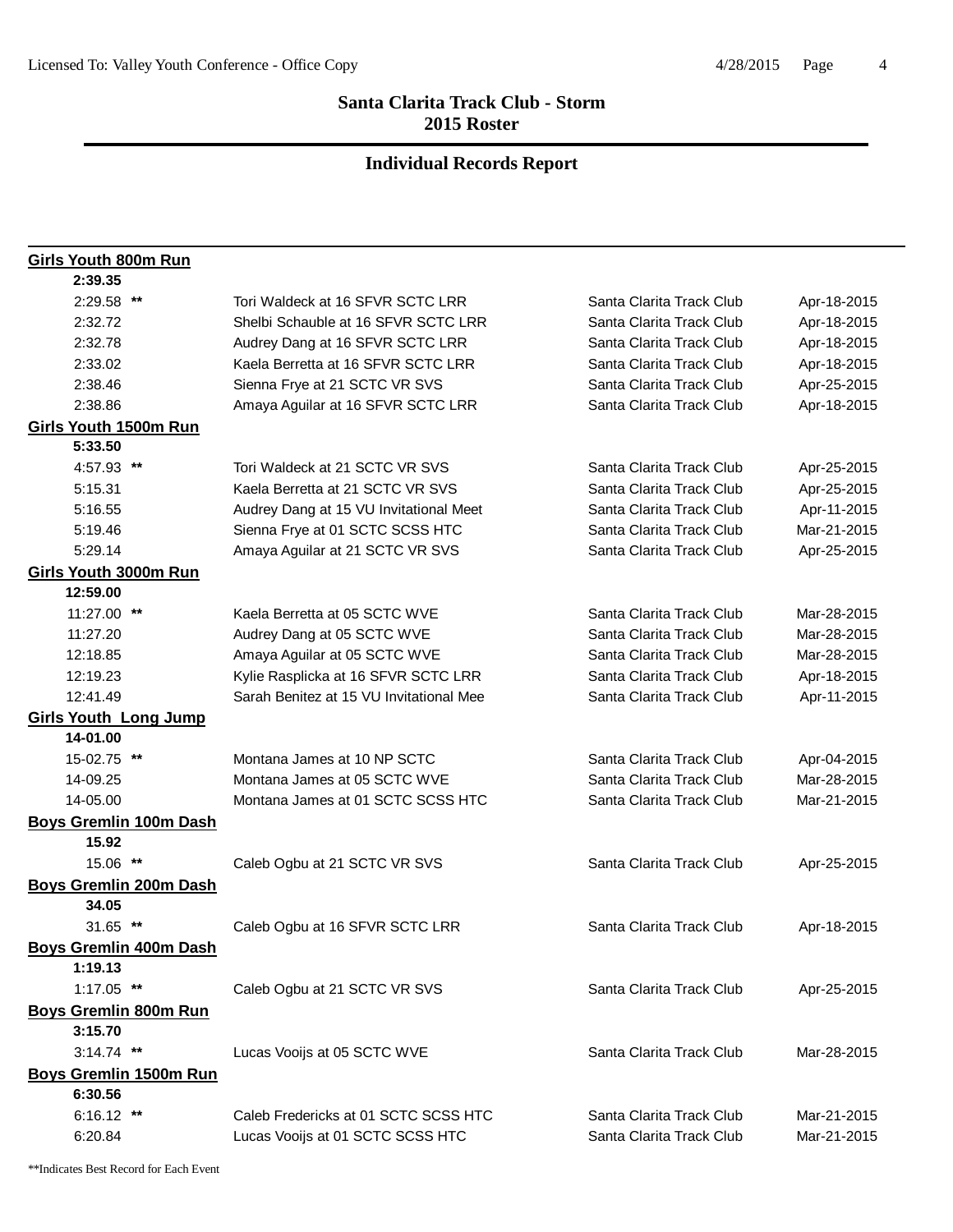## Santa Clarita Track Club - Storm
## 2015 Roster

## Individual Records Report

**Girls Youth 800m Run**

**2:39.35**

| Mark | Athlete / Meet | Team | Date |
|---|---|---|---|
| 2:29.58 ** | Tori Waldeck at 16 SFVR SCTC LRR | Santa Clarita Track Club | Apr-18-2015 |
| 2:32.72 | Shelbi Schauble at 16 SFVR SCTC LRR | Santa Clarita Track Club | Apr-18-2015 |
| 2:32.78 | Audrey Dang at 16 SFVR SCTC LRR | Santa Clarita Track Club | Apr-18-2015 |
| 2:33.02 | Kaela Berretta at 16 SFVR SCTC LRR | Santa Clarita Track Club | Apr-18-2015 |
| 2:38.46 | Sienna Frye at 21 SCTC VR SVS | Santa Clarita Track Club | Apr-25-2015 |
| 2:38.86 | Amaya Aguilar at 16 SFVR SCTC LRR | Santa Clarita Track Club | Apr-18-2015 |

**Girls Youth 1500m Run**

**5:33.50**

| Mark | Athlete / Meet | Team | Date |
|---|---|---|---|
| 4:57.93 ** | Tori Waldeck at 21 SCTC VR SVS | Santa Clarita Track Club | Apr-25-2015 |
| 5:15.31 | Kaela Berretta at 21 SCTC VR SVS | Santa Clarita Track Club | Apr-25-2015 |
| 5:16.55 | Audrey Dang at 15 VU Invitational Meet | Santa Clarita Track Club | Apr-11-2015 |
| 5:19.46 | Sienna Frye at 01 SCTC SCSS HTC | Santa Clarita Track Club | Mar-21-2015 |
| 5:29.14 | Amaya Aguilar at 21 SCTC VR SVS | Santa Clarita Track Club | Apr-25-2015 |

**Girls Youth 3000m Run**

**12:59.00**

| Mark | Athlete / Meet | Team | Date |
|---|---|---|---|
| 11:27.00 ** | Kaela Berretta at 05 SCTC WVE | Santa Clarita Track Club | Mar-28-2015 |
| 11:27.20 | Audrey Dang at 05 SCTC WVE | Santa Clarita Track Club | Mar-28-2015 |
| 12:18.85 | Amaya Aguilar at 05 SCTC WVE | Santa Clarita Track Club | Mar-28-2015 |
| 12:19.23 | Kylie Rasplicka at 16 SFVR SCTC LRR | Santa Clarita Track Club | Apr-18-2015 |
| 12:41.49 | Sarah Benitez at 15 VU Invitational Mee | Santa Clarita Track Club | Apr-11-2015 |

**Girls Youth Long Jump**

**14-01.00**

| Mark | Athlete / Meet | Team | Date |
|---|---|---|---|
| 15-02.75 ** | Montana James at 10 NP SCTC | Santa Clarita Track Club | Apr-04-2015 |
| 14-09.25 | Montana James at 05 SCTC WVE | Santa Clarita Track Club | Mar-28-2015 |
| 14-05.00 | Montana James at 01 SCTC SCSS HTC | Santa Clarita Track Club | Mar-21-2015 |

**Boys Gremlin 100m Dash**

**15.92**

| Mark | Athlete / Meet | Team | Date |
|---|---|---|---|
| 15.06 ** | Caleb Ogbu at 21 SCTC VR SVS | Santa Clarita Track Club | Apr-25-2015 |

**Boys Gremlin 200m Dash**

**34.05**

| Mark | Athlete / Meet | Team | Date |
|---|---|---|---|
| 31.65 ** | Caleb Ogbu at 16 SFVR SCTC LRR | Santa Clarita Track Club | Apr-18-2015 |

**Boys Gremlin 400m Dash**

**1:19.13**

| Mark | Athlete / Meet | Team | Date |
|---|---|---|---|
| 1:17.05 ** | Caleb Ogbu at 21 SCTC VR SVS | Santa Clarita Track Club | Apr-25-2015 |

**Boys Gremlin 800m Run**

**3:15.70**

| Mark | Athlete / Meet | Team | Date |
|---|---|---|---|
| 3:14.74 ** | Lucas Vooijs at 05 SCTC WVE | Santa Clarita Track Club | Mar-28-2015 |

**Boys Gremlin 1500m Run**

**6:30.56**

| Mark | Athlete / Meet | Team | Date |
|---|---|---|---|
| 6:16.12 ** | Caleb Fredericks at 01 SCTC SCSS HTC | Santa Clarita Track Club | Mar-21-2015 |
| 6:20.84 | Lucas Vooijs at 01 SCTC SCSS HTC | Santa Clarita Track Club | Mar-21-2015 |

**Indicates Best Record for Each Event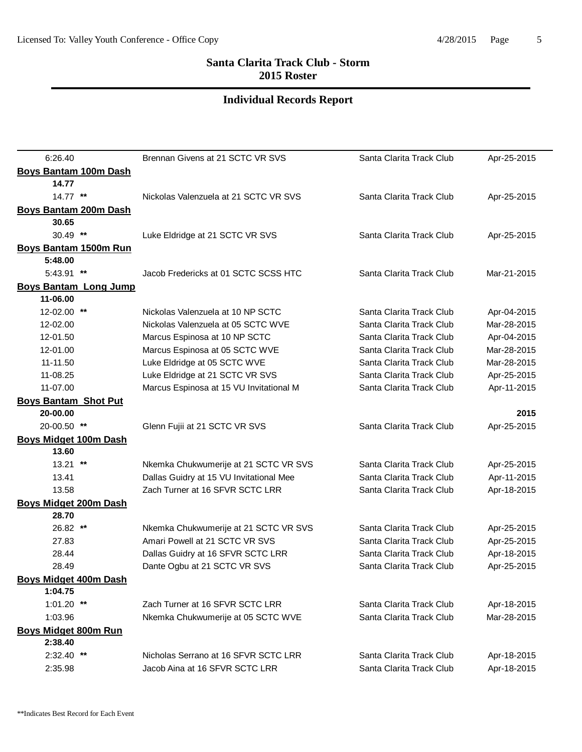## Santa Clarita Track Club - Storm
## 2015 Roster

## Individual Records Report

| | | | |
|---|---|---|---|
| 6:26.40 | Brennan Givens at 21 SCTC VR SVS | Santa Clarita Track Club | Apr-25-2015 |
| **Boys Bantam 100m Dash** | | | |
| **14.77** | | | |
| 14.77 ** | Nickolas Valenzuela at 21 SCTC VR SVS | Santa Clarita Track Club | Apr-25-2015 |
| **Boys Bantam 200m Dash** | | | |
| **30.65** | | | |
| 30.49 ** | Luke Eldridge at 21 SCTC VR SVS | Santa Clarita Track Club | Apr-25-2015 |
| **Boys Bantam 1500m Run** | | | |
| **5:48.00** | | | |
| 5:43.91 ** | Jacob Fredericks at 01 SCTC SCSS HTC | Santa Clarita Track Club | Mar-21-2015 |
| **Boys Bantam Long Jump** | | | |
| **11-06.00** | | | |
| 12-02.00 ** | Nickolas Valenzuela at 10 NP SCTC | Santa Clarita Track Club | Apr-04-2015 |
| 12-02.00 | Nickolas Valenzuela at 05 SCTC WVE | Santa Clarita Track Club | Mar-28-2015 |
| 12-01.50 | Marcus Espinosa at 10 NP SCTC | Santa Clarita Track Club | Apr-04-2015 |
| 12-01.00 | Marcus Espinosa at 05 SCTC WVE | Santa Clarita Track Club | Mar-28-2015 |
| 11-11.50 | Luke Eldridge at 05 SCTC WVE | Santa Clarita Track Club | Mar-28-2015 |
| 11-08.25 | Luke Eldridge at 21 SCTC VR SVS | Santa Clarita Track Club | Apr-25-2015 |
| 11-07.00 | Marcus Espinosa at 15 VU Invitational M | Santa Clarita Track Club | Apr-11-2015 |
| **Boys Bantam Shot Put** | | | |
| **20-00.00** | | | **2015** |
| 20-00.50 ** | Glenn Fujii at 21 SCTC VR SVS | Santa Clarita Track Club | Apr-25-2015 |
| **Boys Midget 100m Dash** | | | |
| **13.60** | | | |
| 13.21 ** | Nkemka Chukwumerije at 21 SCTC VR SVS | Santa Clarita Track Club | Apr-25-2015 |
| 13.41 | Dallas Guidry at 15 VU Invitational Mee | Santa Clarita Track Club | Apr-11-2015 |
| 13.58 | Zach Turner at 16 SFVR SCTC LRR | Santa Clarita Track Club | Apr-18-2015 |
| **Boys Midget 200m Dash** | | | |
| **28.70** | | | |
| 26.82 ** | Nkemka Chukwumerije at 21 SCTC VR SVS | Santa Clarita Track Club | Apr-25-2015 |
| 27.83 | Amari Powell at 21 SCTC VR SVS | Santa Clarita Track Club | Apr-25-2015 |
| 28.44 | Dallas Guidry at 16 SFVR SCTC LRR | Santa Clarita Track Club | Apr-18-2015 |
| 28.49 | Dante Ogbu at 21 SCTC VR SVS | Santa Clarita Track Club | Apr-25-2015 |
| **Boys Midget 400m Dash** | | | |
| **1:04.75** | | | |
| 1:01.20 ** | Zach Turner at 16 SFVR SCTC LRR | Santa Clarita Track Club | Apr-18-2015 |
| 1:03.96 | Nkemka Chukwumerije at 05 SCTC WVE | Santa Clarita Track Club | Mar-28-2015 |
| **Boys Midget 800m Run** | | | |
| **2:38.40** | | | |
| 2:32.40 ** | Nicholas Serrano at 16 SFVR SCTC LRR | Santa Clarita Track Club | Apr-18-2015 |
| 2:35.98 | Jacob Aina at 16 SFVR SCTC LRR | Santa Clarita Track Club | Apr-18-2015 |

**Indicates Best Record for Each Event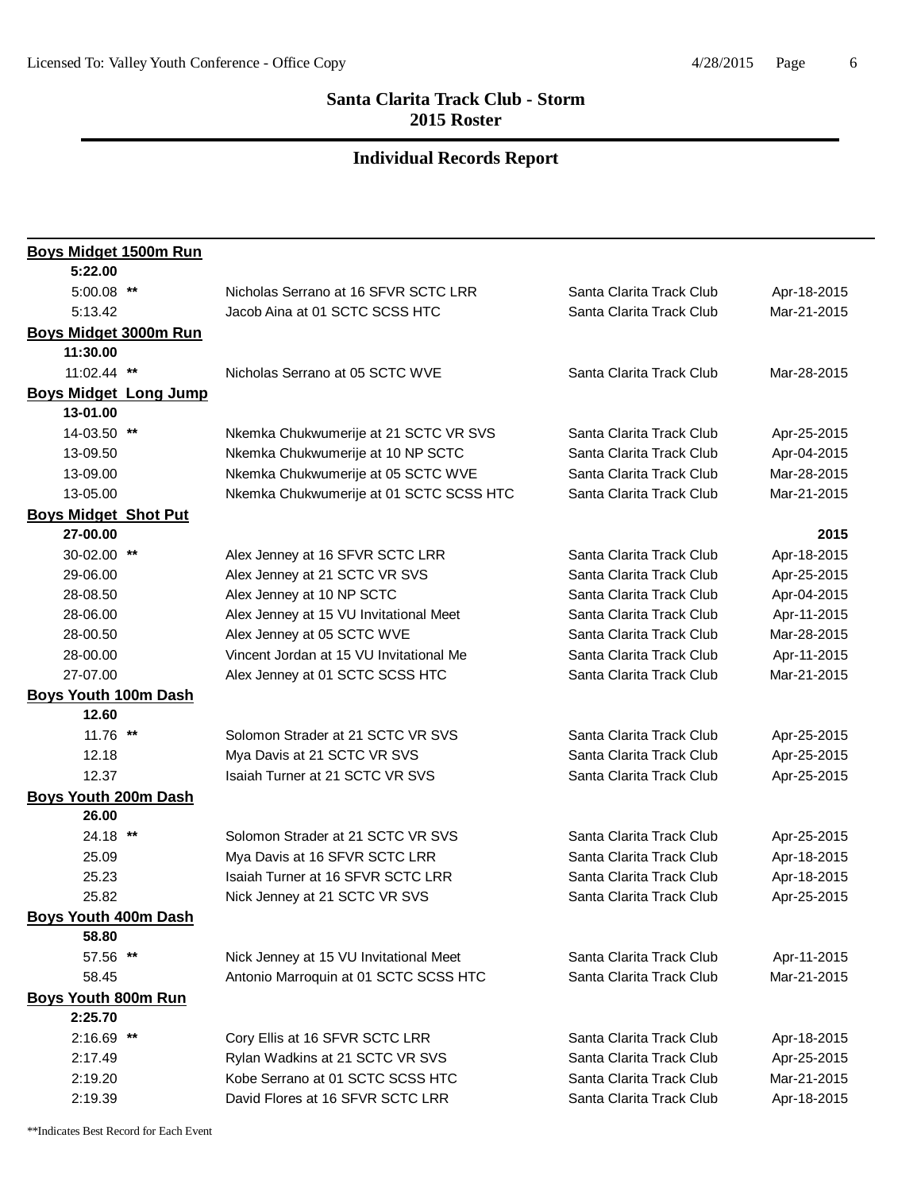## Santa Clarita Track Club - Storm
## 2015 Roster

## Individual Records Report

**Boys Midget 1500m Run**

**5:22.00**

| Mark | | Athlete / Meet | Team | Date |
|---|---|---|---|---|
| 5:00.08 | ** | Nicholas Serrano at 16 SFVR SCTC LRR | Santa Clarita Track Club | Apr-18-2015 |
| 5:13.42 | | Jacob Aina at 01 SCTC SCSS HTC | Santa Clarita Track Club | Mar-21-2015 |

**Boys Midget 3000m Run**

**11:30.00**

| Mark | | Athlete / Meet | Team | Date |
|---|---|---|---|---|
| 11:02.44 | ** | Nicholas Serrano at 05 SCTC WVE | Santa Clarita Track Club | Mar-28-2015 |

**Boys Midget Long Jump**

**13-01.00**

| Mark | | Athlete / Meet | Team | Date |
|---|---|---|---|---|
| 14-03.50 | ** | Nkemka Chukwumerije at 21 SCTC VR SVS | Santa Clarita Track Club | Apr-25-2015 |
| 13-09.50 | | Nkemka Chukwumerije at 10 NP SCTC | Santa Clarita Track Club | Apr-04-2015 |
| 13-09.00 | | Nkemka Chukwumerije at 05 SCTC WVE | Santa Clarita Track Club | Mar-28-2015 |
| 13-05.00 | | Nkemka Chukwumerije at 01 SCTC SCSS HTC | Santa Clarita Track Club | Mar-21-2015 |

**Boys Midget Shot Put**

**27-00.00** **2015**

| Mark | | Athlete / Meet | Team | Date |
|---|---|---|---|---|
| 30-02.00 | ** | Alex Jenney at 16 SFVR SCTC LRR | Santa Clarita Track Club | Apr-18-2015 |
| 29-06.00 | | Alex Jenney at 21 SCTC VR SVS | Santa Clarita Track Club | Apr-25-2015 |
| 28-08.50 | | Alex Jenney at 10 NP SCTC | Santa Clarita Track Club | Apr-04-2015 |
| 28-06.00 | | Alex Jenney at 15 VU Invitational Meet | Santa Clarita Track Club | Apr-11-2015 |
| 28-00.50 | | Alex Jenney at 05 SCTC WVE | Santa Clarita Track Club | Mar-28-2015 |
| 28-00.00 | | Vincent Jordan at 15 VU Invitational Me | Santa Clarita Track Club | Apr-11-2015 |
| 27-07.00 | | Alex Jenney at 01 SCTC SCSS HTC | Santa Clarita Track Club | Mar-21-2015 |

**Boys Youth 100m Dash**

**12.60**

| Mark | | Athlete / Meet | Team | Date |
|---|---|---|---|---|
| 11.76 | ** | Solomon Strader at 21 SCTC VR SVS | Santa Clarita Track Club | Apr-25-2015 |
| 12.18 | | Mya Davis at 21 SCTC VR SVS | Santa Clarita Track Club | Apr-25-2015 |
| 12.37 | | Isaiah Turner at 21 SCTC VR SVS | Santa Clarita Track Club | Apr-25-2015 |

**Boys Youth 200m Dash**

**26.00**

| Mark | | Athlete / Meet | Team | Date |
|---|---|---|---|---|
| 24.18 | ** | Solomon Strader at 21 SCTC VR SVS | Santa Clarita Track Club | Apr-25-2015 |
| 25.09 | | Mya Davis at 16 SFVR SCTC LRR | Santa Clarita Track Club | Apr-18-2015 |
| 25.23 | | Isaiah Turner at 16 SFVR SCTC LRR | Santa Clarita Track Club | Apr-18-2015 |
| 25.82 | | Nick Jenney at 21 SCTC VR SVS | Santa Clarita Track Club | Apr-25-2015 |

**Boys Youth 400m Dash**

**58.80**

| Mark | | Athlete / Meet | Team | Date |
|---|---|---|---|---|
| 57.56 | ** | Nick Jenney at 15 VU Invitational Meet | Santa Clarita Track Club | Apr-11-2015 |
| 58.45 | | Antonio Marroquin at 01 SCTC SCSS HTC | Santa Clarita Track Club | Mar-21-2015 |

**Boys Youth 800m Run**

**2:25.70**

| Mark | | Athlete / Meet | Team | Date |
|---|---|---|---|---|
| 2:16.69 | ** | Cory Ellis at 16 SFVR SCTC LRR | Santa Clarita Track Club | Apr-18-2015 |
| 2:17.49 | | Rylan Wadkins at 21 SCTC VR SVS | Santa Clarita Track Club | Apr-25-2015 |
| 2:19.20 | | Kobe Serrano at 01 SCTC SCSS HTC | Santa Clarita Track Club | Mar-21-2015 |
| 2:19.39 | | David Flores at 16 SFVR SCTC LRR | Santa Clarita Track Club | Apr-18-2015 |

**Indicates Best Record for Each Event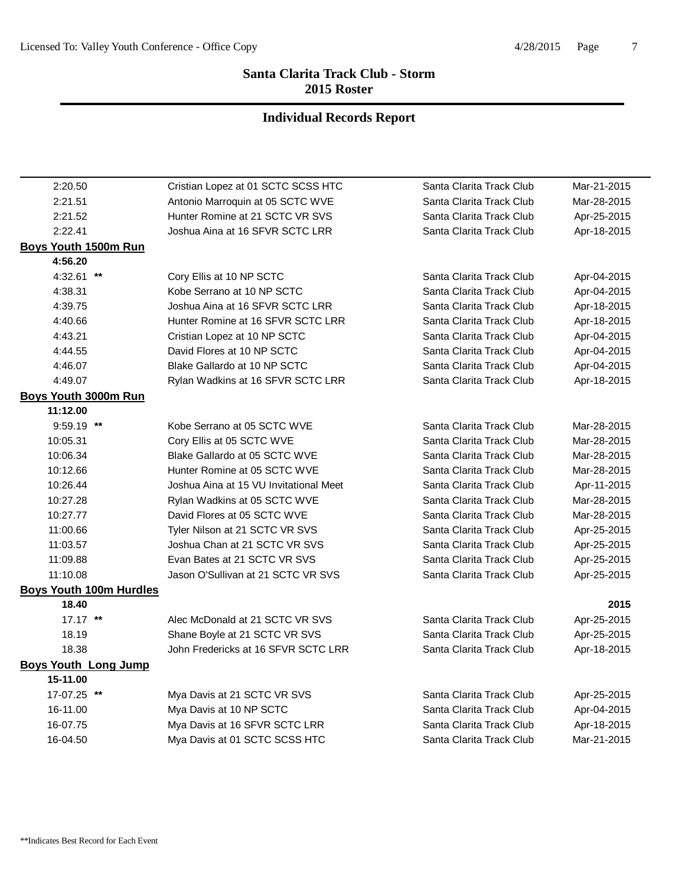# Santa Clarita Track Club - Storm
## 2015 Roster

## Individual Records Report

| | | | |
|---|---|---|---|
| 2:20.50 | Cristian Lopez at 01 SCTC SCSS HTC | Santa Clarita Track Club | Mar-21-2015 |
| 2:21.51 | Antonio Marroquin at 05 SCTC WVE | Santa Clarita Track Club | Mar-28-2015 |
| 2:21.52 | Hunter Romine at 21 SCTC VR SVS | Santa Clarita Track Club | Apr-25-2015 |
| 2:22.41 | Joshua Aina at 16 SFVR SCTC LRR | Santa Clarita Track Club | Apr-18-2015 |

**Boys Youth 1500m Run**

**4:56.20**

| | | | |
|---|---|---|---|
| 4:32.61 ** | Cory Ellis at 10 NP SCTC | Santa Clarita Track Club | Apr-04-2015 |
| 4:38.31 | Kobe Serrano at 10 NP SCTC | Santa Clarita Track Club | Apr-04-2015 |
| 4:39.75 | Joshua Aina at 16 SFVR SCTC LRR | Santa Clarita Track Club | Apr-18-2015 |
| 4:40.66 | Hunter Romine at 16 SFVR SCTC LRR | Santa Clarita Track Club | Apr-18-2015 |
| 4:43.21 | Cristian Lopez at 10 NP SCTC | Santa Clarita Track Club | Apr-04-2015 |
| 4:44.55 | David Flores at 10 NP SCTC | Santa Clarita Track Club | Apr-04-2015 |
| 4:46.07 | Blake Gallardo at 10 NP SCTC | Santa Clarita Track Club | Apr-04-2015 |
| 4:49.07 | Rylan Wadkins at 16 SFVR SCTC LRR | Santa Clarita Track Club | Apr-18-2015 |

**Boys Youth 3000m Run**

**11:12.00**

| | | | |
|---|---|---|---|
| 9:59.19 ** | Kobe Serrano at 05 SCTC WVE | Santa Clarita Track Club | Mar-28-2015 |
| 10:05.31 | Cory Ellis at 05 SCTC WVE | Santa Clarita Track Club | Mar-28-2015 |
| 10:06.34 | Blake Gallardo at 05 SCTC WVE | Santa Clarita Track Club | Mar-28-2015 |
| 10:12.66 | Hunter Romine at 05 SCTC WVE | Santa Clarita Track Club | Mar-28-2015 |
| 10:26.44 | Joshua Aina at 15 VU Invitational Meet | Santa Clarita Track Club | Apr-11-2015 |
| 10:27.28 | Rylan Wadkins at 05 SCTC WVE | Santa Clarita Track Club | Mar-28-2015 |
| 10:27.77 | David Flores at 05 SCTC WVE | Santa Clarita Track Club | Mar-28-2015 |
| 11:00.66 | Tyler Nilson at 21 SCTC VR SVS | Santa Clarita Track Club | Apr-25-2015 |
| 11:03.57 | Joshua Chan at 21 SCTC VR SVS | Santa Clarita Track Club | Apr-25-2015 |
| 11:09.88 | Evan Bates at 21 SCTC VR SVS | Santa Clarita Track Club | Apr-25-2015 |
| 11:10.08 | Jason O'Sullivan at 21 SCTC VR SVS | Santa Clarita Track Club | Apr-25-2015 |

**Boys Youth 100m Hurdles**

| | | | |
|---|---|---|---|
| **18.40** | | | **2015** |
| 17.17 ** | Alec McDonald at 21 SCTC VR SVS | Santa Clarita Track Club | Apr-25-2015 |
| 18.19 | Shane Boyle at 21 SCTC VR SVS | Santa Clarita Track Club | Apr-25-2015 |
| 18.38 | John Fredericks at 16 SFVR SCTC LRR | Santa Clarita Track Club | Apr-18-2015 |

**Boys Youth Long Jump**

**15-11.00**

| | | | |
|---|---|---|---|
| 17-07.25 ** | Mya Davis at 21 SCTC VR SVS | Santa Clarita Track Club | Apr-25-2015 |
| 16-11.00 | Mya Davis at 10 NP SCTC | Santa Clarita Track Club | Apr-04-2015 |
| 16-07.75 | Mya Davis at 16 SFVR SCTC LRR | Santa Clarita Track Club | Apr-18-2015 |
| 16-04.50 | Mya Davis at 01 SCTC SCSS HTC | Santa Clarita Track Club | Mar-21-2015 |

**Indicates Best Record for Each Event